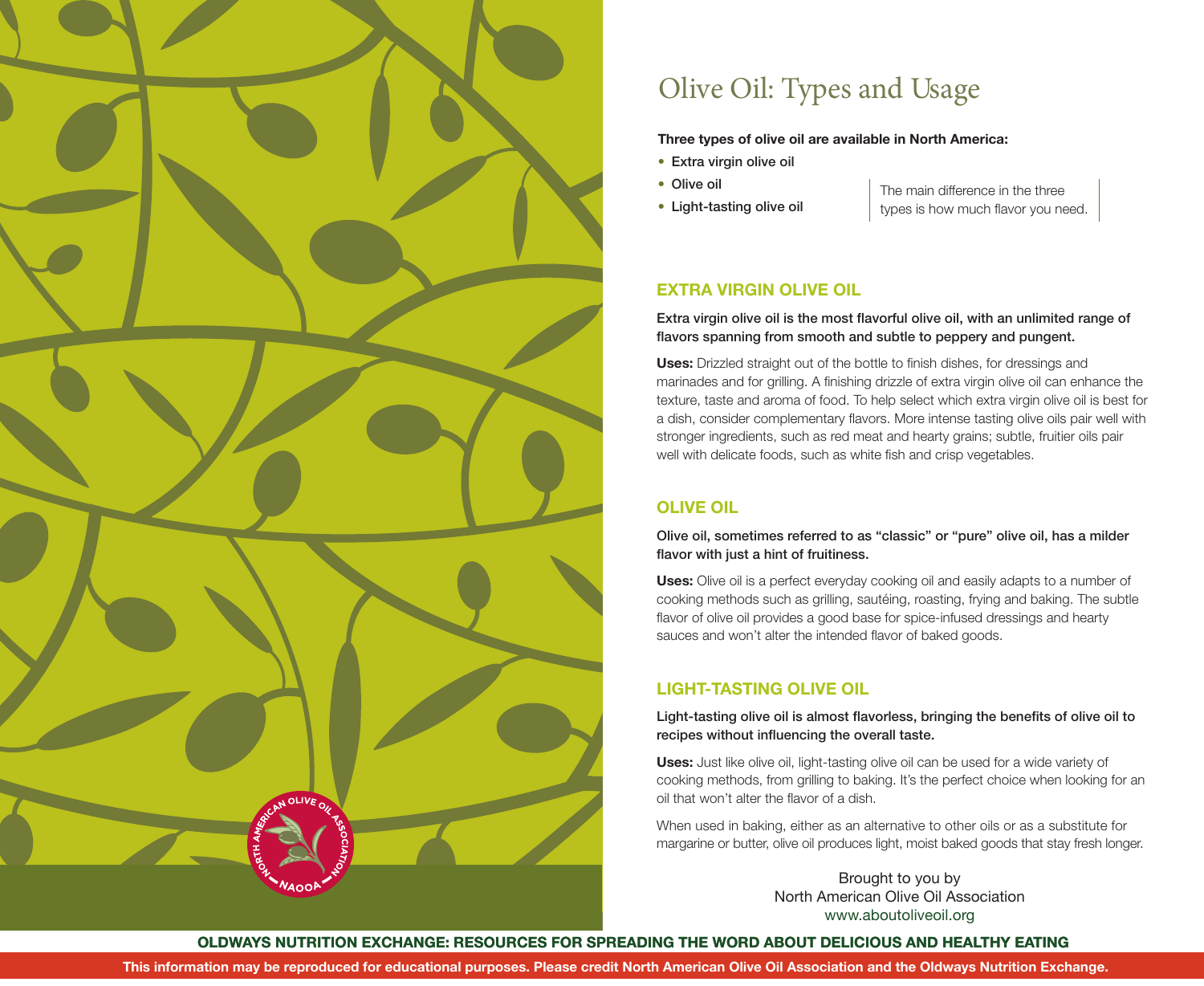# Olive Oil: Types and Usage

**Three types of olive oil are available in North America:**

- **Extra virgin olive oil**
- **Olive oil**
- **Light-tasting olive oil**

The main difference in the three types is how much flavor you need.

## EXTRA VIRGIN OLIVE OIL

**Extra virgin olive oil is the most flavorful olive oil, with an unlimited range of flavors spanning from smooth and subtle to peppery and pungent.**

**Uses:** Drizzled straight out of the bottle to finish dishes, for dressings and marinades and for grilling. A finishing drizzle of extra virgin olive oil can enhance the texture, taste and aroma of food. To help select which extra virgin olive oil is best for a dish, consider complementary flavors. More intense tasting olive oils pair well with stronger ingredients, such as red meat and hearty grains; subtle, fruitier oils pair well with delicate foods, such as white fish and crisp vegetables.

## OLIVE OIL

**Olive oil, sometimes referred to as "classic" or "pure" olive oil, has a milder flavor with just a hint of fruitiness.**

**Uses:** Olive oil is a perfect everyday cooking oil and easily adapts to a number of cooking methods such as grilling, sautéing, roasting, frying and baking. The subtle flavor of olive oil provides a good base for spice-infused dressings and hearty sauces and won't alter the intended flavor of baked goods.

## LIGHT-TASTING OLIVE OIL

**Light-tasting olive oil is almost flavorless, bringing the benefits of olive oil to recipes without influencing the overall taste.**

**Uses:** Just like olive oil, light-tasting olive oil can be used for a wide variety of cooking methods, from grilling to baking. It's the perfect choice when looking for an oil that won't alter the flavor of a dish.

When used in baking, either as an alternative to other oils or as a substitute for margarine or butter, olive oil produces light, moist baked goods that stay fresh longer.

Brought to you by
North American Olive Oil Association
www.aboutoliveoil.org

**OLDWAYS NUTRITION EXCHANGE: RESOURCES FOR SPREADING THE WORD ABOUT DELICIOUS AND HEALTHY EATING**

**This information may be reproduced for educational purposes. Please credit North American Olive Oil Association and the Oldways Nutrition Exchange.**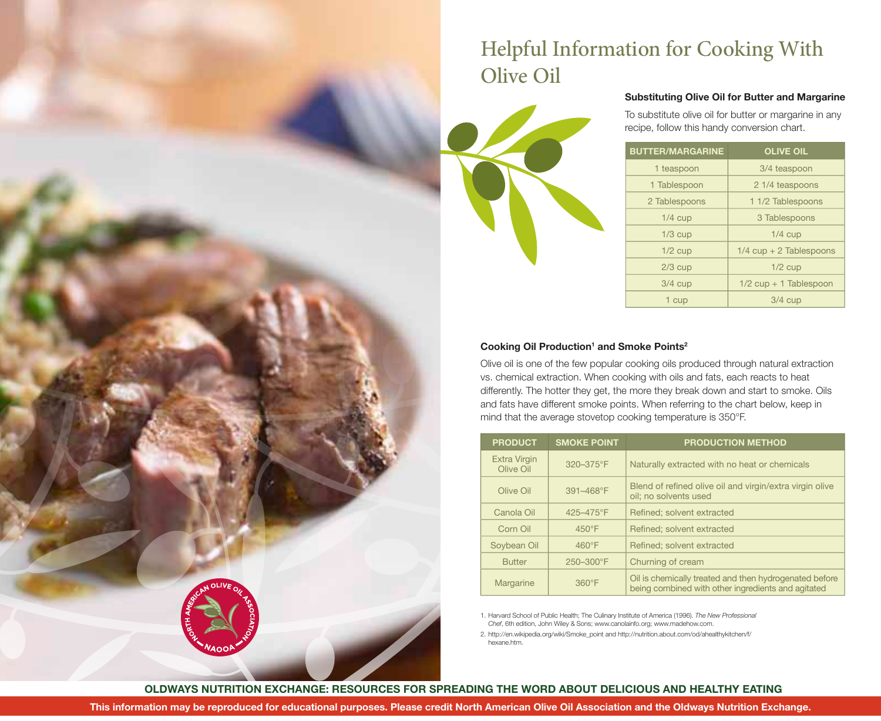# Helpful Information for Cooking With Olive Oil

### Substituting Olive Oil for Butter and Margarine

To substitute olive oil for butter or margarine in any recipe, follow this handy conversion chart.

| BUTTER/MARGARINE | OLIVE OIL |
|---|---|
| 1 teaspoon | 3/4 teaspoon |
| 1 Tablespoon | 2 1/4 teaspoons |
| 2 Tablespoons | 1 1/2 Tablespoons |
| 1/4 cup | 3 Tablespoons |
| 1/3 cup | 1/4 cup |
| 1/2 cup | 1/4 cup + 2 Tablespoons |
| 2/3 cup | 1/2 cup |
| 3/4 cup | 1/2 cup + 1 Tablespoon |
| 1 cup | 3/4 cup |

### Cooking Oil Production[1] and Smoke Points[2]

Olive oil is one of the few popular cooking oils produced through natural extraction vs. chemical extraction. When cooking with oils and fats, each reacts to heat differently. The hotter they get, the more they break down and start to smoke. Oils and fats have different smoke points. When referring to the chart below, keep in mind that the average stovetop cooking temperature is 350°F.

| PRODUCT | SMOKE POINT | PRODUCTION METHOD |
|---|---|---|
| Extra Virgin Olive Oil | 320–375°F | Naturally extracted with no heat or chemicals |
| Olive Oil | 391–468°F | Blend of refined olive oil and virgin/extra virgin olive oil; no solvents used |
| Canola Oil | 425–475°F | Refined; solvent extracted |
| Corn Oil | 450°F | Refined; solvent extracted |
| Soybean Oil | 460°F | Refined; solvent extracted |
| Butter | 250–300°F | Churning of cream |
| Margarine | 360°F | Oil is chemically treated and then hydrogenated before being combined with other ingredients and agitated |

1. Harvard School of Public Health; The Culinary Institute of America (1996). *The New Professional Chef*, 6th edition, John Wiley & Sons; www.canolainfo.org; www.madehow.com.

2. http://en.wikipedia.org/wiki/Smoke_point and http://nutrition.about.com/od/ahealthykitchen/f/hexane.htm.

**OLDWAYS NUTRITION EXCHANGE: RESOURCES FOR SPREADING THE WORD ABOUT DELICIOUS AND HEALTHY EATING**

**This information may be reproduced for educational purposes. Please credit North American Olive Oil Association and the Oldways Nutrition Exchange.**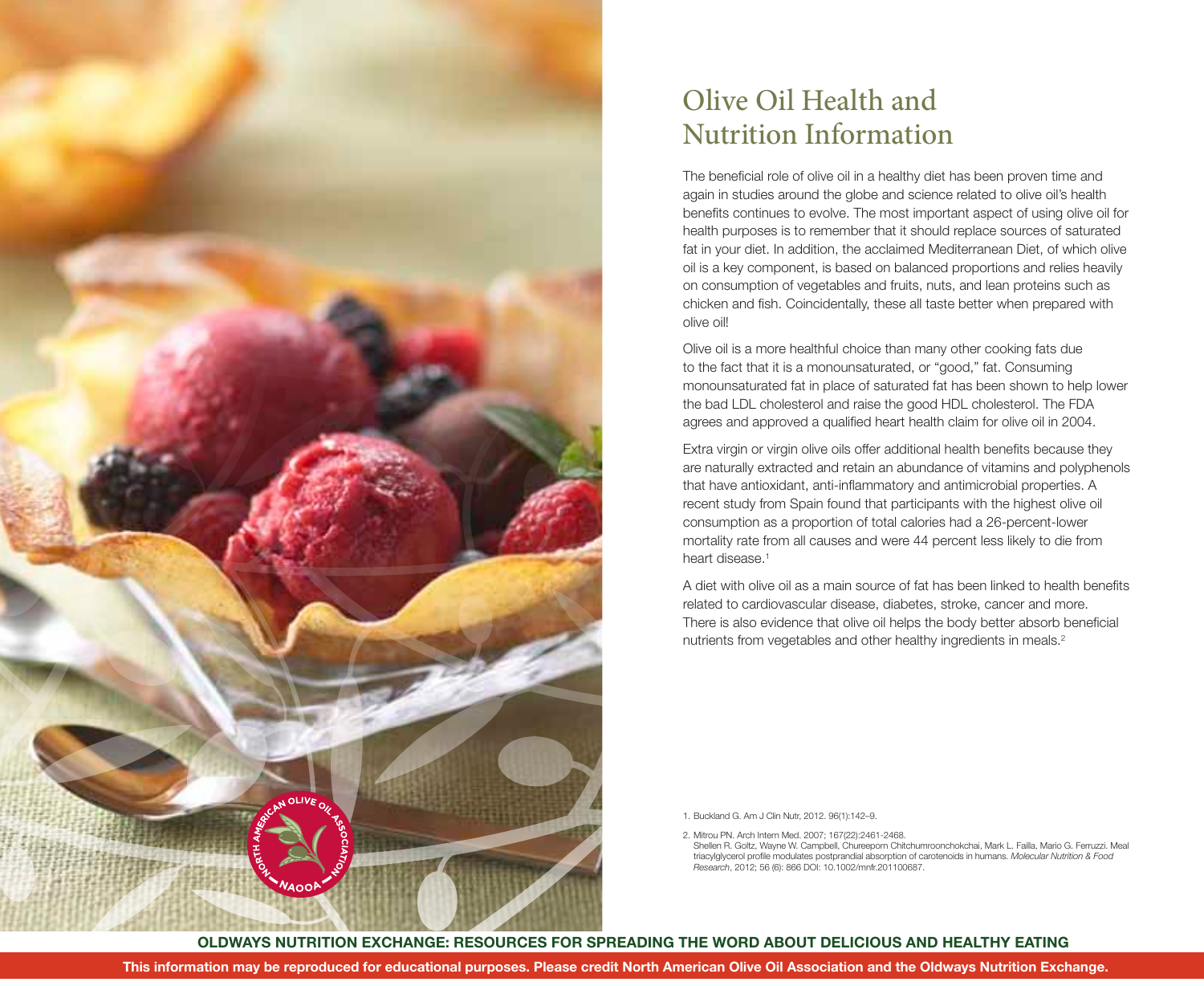# Olive Oil Health and Nutrition Information

The beneficial role of olive oil in a healthy diet has been proven time and again in studies around the globe and science related to olive oil's health benefits continues to evolve. The most important aspect of using olive oil for health purposes is to remember that it should replace sources of saturated fat in your diet. In addition, the acclaimed Mediterranean Diet, of which olive oil is a key component, is based on balanced proportions and relies heavily on consumption of vegetables and fruits, nuts, and lean proteins such as chicken and fish. Coincidentally, these all taste better when prepared with olive oil!

Olive oil is a more healthful choice than many other cooking fats due to the fact that it is a monounsaturated, or "good," fat. Consuming monounsaturated fat in place of saturated fat has been shown to help lower the bad LDL cholesterol and raise the good HDL cholesterol. The FDA agrees and approved a qualified heart health claim for olive oil in 2004.

Extra virgin or virgin olive oils offer additional health benefits because they are naturally extracted and retain an abundance of vitamins and polyphenols that have antioxidant, anti-inflammatory and antimicrobial properties. A recent study from Spain found that participants with the highest olive oil consumption as a proportion of total calories had a 26-percent-lower mortality rate from all causes and were 44 percent less likely to die from heart disease.[1]

A diet with olive oil as a main source of fat has been linked to health benefits related to cardiovascular disease, diabetes, stroke, cancer and more. There is also evidence that olive oil helps the body better absorb beneficial nutrients from vegetables and other healthy ingredients in meals.[2]

1. Buckland G. Am J Clin Nutr, 2012. 96(1):142–9.

2. Mitrou PN. Arch Intern Med. 2007; 167(22):2461-2468.
Shellen R. Goltz, Wayne W. Campbell, Chureeporn Chitchumroonchokchai, Mark L. Failla, Mario G. Ferruzzi. Meal triacylglycerol profile modulates postprandial absorption of carotenoids in humans. *Molecular Nutrition & Food Research*, 2012; 56 (6): 866 DOI: 10.1002/mnfr.201100687.

**OLDWAYS NUTRITION EXCHANGE: RESOURCES FOR SPREADING THE WORD ABOUT DELICIOUS AND HEALTHY EATING**

**This information may be reproduced for educational purposes. Please credit North American Olive Oil Association and the Oldways Nutrition Exchange.**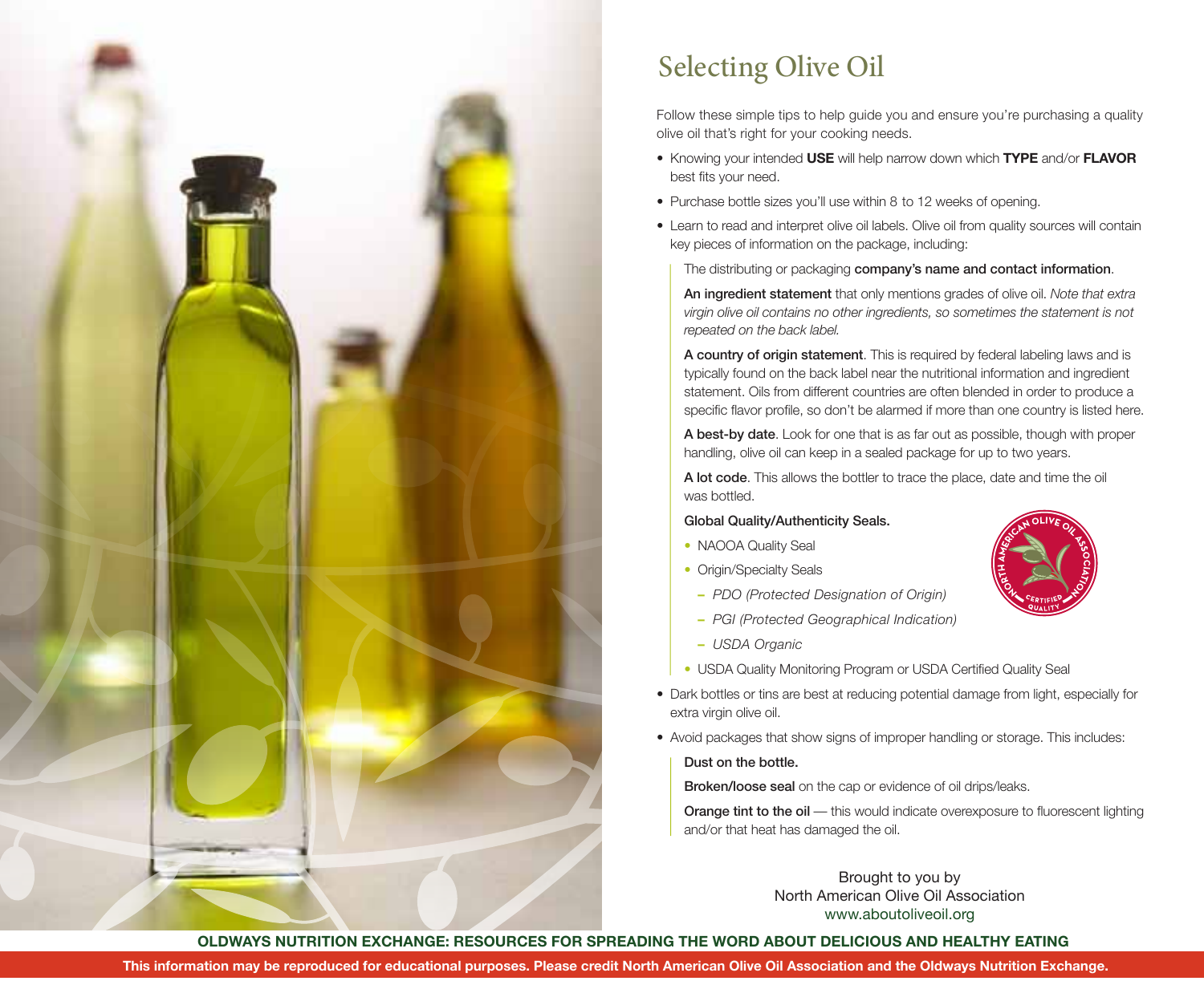# Selecting Olive Oil

Follow these simple tips to help guide you and ensure you're purchasing a quality olive oil that's right for your cooking needs.

- Knowing your intended **USE** will help narrow down which **TYPE** and/or **FLAVOR** best fits your need.
- Purchase bottle sizes you'll use within 8 to 12 weeks of opening.
- Learn to read and interpret olive oil labels. Olive oil from quality sources will contain key pieces of information on the package, including:

  The distributing or packaging **company's name and contact information**.

  **An ingredient statement** that only mentions grades of olive oil. *Note that extra virgin olive oil contains no other ingredients, so sometimes the statement is not repeated on the back label.*

  **A country of origin statement**. This is required by federal labeling laws and is typically found on the back label near the nutritional information and ingredient statement. Oils from different countries are often blended in order to produce a specific flavor profile, so don't be alarmed if more than one country is listed here.

  **A best-by date**. Look for one that is as far out as possible, though with proper handling, olive oil can keep in a sealed package for up to two years.

  **A lot code**. This allows the bottler to trace the place, date and time the oil was bottled.

  **Global Quality/Authenticity Seals.**

  - NAOOA Quality Seal
  - Origin/Specialty Seals
    - *PDO (Protected Designation of Origin)*
    - *PGI (Protected Geographical Indication)*
    - *USDA Organic*
  - USDA Quality Monitoring Program or USDA Certified Quality Seal

- Dark bottles or tins are best at reducing potential damage from light, especially for extra virgin olive oil.
- Avoid packages that show signs of improper handling or storage. This includes:

  **Dust on the bottle.**

  **Broken/loose seal** on the cap or evidence of oil drips/leaks.

  **Orange tint to the oil** — this would indicate overexposure to fluorescent lighting and/or that heat has damaged the oil.

Brought to you by
North American Olive Oil Association
www.aboutoliveoil.org

**OLDWAYS NUTRITION EXCHANGE: RESOURCES FOR SPREADING THE WORD ABOUT DELICIOUS AND HEALTHY EATING**

**This information may be reproduced for educational purposes. Please credit North American Olive Oil Association and the Oldways Nutrition Exchange.**